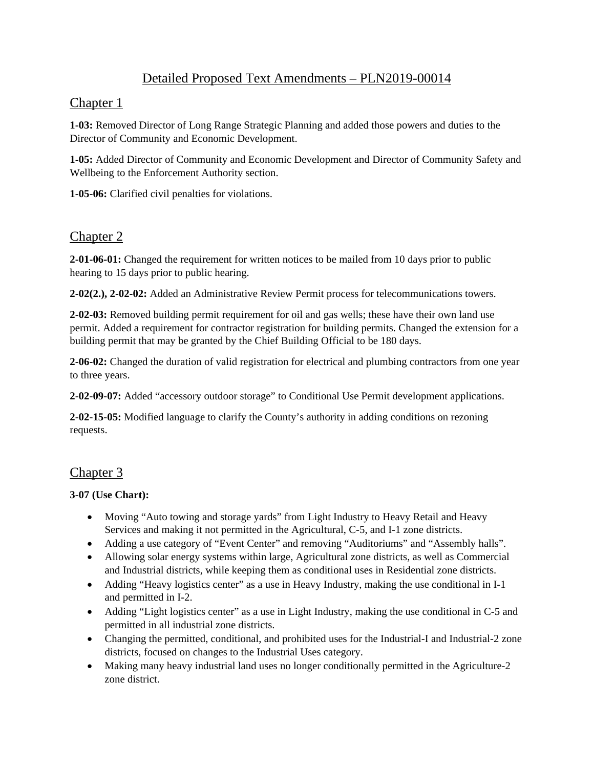# Detailed Proposed Text Amendments – PLN2019-00014

## Chapter 1

**1-03:** Removed Director of Long Range Strategic Planning and added those powers and duties to the Director of Community and Economic Development.

**1-05:** Added Director of Community and Economic Development and Director of Community Safety and Wellbeing to the Enforcement Authority section.

**1-05-06:** Clarified civil penalties for violations.

## Chapter 2

**2-01-06-01:** Changed the requirement for written notices to be mailed from 10 days prior to public hearing to 15 days prior to public hearing.

**2-02(2.), 2-02-02:** Added an Administrative Review Permit process for telecommunications towers.

**2-02-03:** Removed building permit requirement for oil and gas wells; these have their own land use permit. Added a requirement for contractor registration for building permits. Changed the extension for a building permit that may be granted by the Chief Building Official to be 180 days.

**2-06-02:** Changed the duration of valid registration for electrical and plumbing contractors from one year to three years.

**2-02-09-07:** Added "accessory outdoor storage" to Conditional Use Permit development applications.

**2-02-15-05:** Modified language to clarify the County's authority in adding conditions on rezoning requests.

## Chapter 3

**3-07 (Use Chart):**

- Moving "Auto towing and storage yards" from Light Industry to Heavy Retail and Heavy Services and making it not permitted in the Agricultural, C-5, and I-1 zone districts.
- Adding a use category of "Event Center" and removing "Auditoriums" and "Assembly halls".
- Allowing solar energy systems within large, Agricultural zone districts, as well as Commercial and Industrial districts, while keeping them as conditional uses in Residential zone districts.
- Adding "Heavy logistics center" as a use in Heavy Industry, making the use conditional in I-1 and permitted in I-2.
- Adding "Light logistics center" as a use in Light Industry, making the use conditional in C-5 and permitted in all industrial zone districts.
- Changing the permitted, conditional, and prohibited uses for the Industrial-I and Industrial-2 zone districts, focused on changes to the Industrial Uses category.
- Making many heavy industrial land uses no longer conditionally permitted in the Agriculture-2 zone district.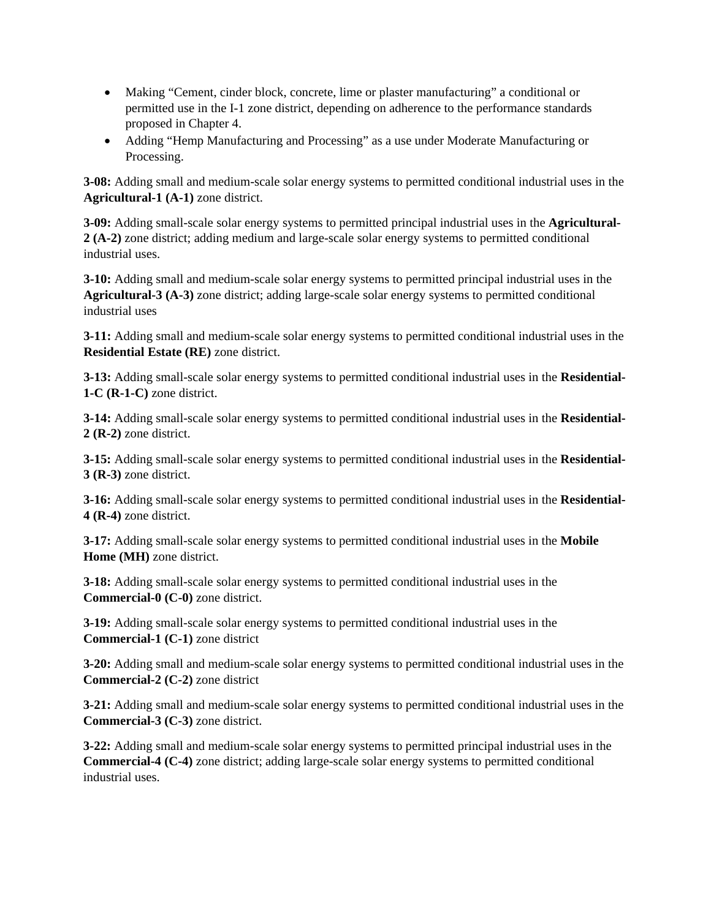- Making "Cement, cinder block, concrete, lime or plaster manufacturing" a conditional or permitted use in the I-1 zone district, depending on adherence to the performance standards proposed in Chapter 4.
- Adding "Hemp Manufacturing and Processing" as a use under Moderate Manufacturing or Processing.

**3-08:** Adding small and medium-scale solar energy systems to permitted conditional industrial uses in the **Agricultural-1 (A-1)** zone district.

**3-09:** Adding small-scale solar energy systems to permitted principal industrial uses in the **Agricultural-2 (A-2)** zone district; adding medium and large-scale solar energy systems to permitted conditional industrial uses.

**3-10:** Adding small and medium-scale solar energy systems to permitted principal industrial uses in the **Agricultural-3 (A-3)** zone district; adding large-scale solar energy systems to permitted conditional industrial uses

**3-11:** Adding small and medium-scale solar energy systems to permitted conditional industrial uses in the **Residential Estate (RE)** zone district.

**3-13:** Adding small-scale solar energy systems to permitted conditional industrial uses in the **Residential-1-C (R-1-C)** zone district.

**3-14:** Adding small-scale solar energy systems to permitted conditional industrial uses in the **Residential-2 (R-2)** zone district.

**3-15:** Adding small-scale solar energy systems to permitted conditional industrial uses in the **Residential-3 (R-3)** zone district.

**3-16:** Adding small-scale solar energy systems to permitted conditional industrial uses in the **Residential-4 (R-4)** zone district.

**3-17:** Adding small-scale solar energy systems to permitted conditional industrial uses in the **Mobile Home (MH)** zone district.

**3-18:** Adding small-scale solar energy systems to permitted conditional industrial uses in the **Commercial-0 (C-0)** zone district.

**3-19:** Adding small-scale solar energy systems to permitted conditional industrial uses in the **Commercial-1 (C-1)** zone district

**3-20:** Adding small and medium-scale solar energy systems to permitted conditional industrial uses in the **Commercial-2 (C-2)** zone district

**3-21:** Adding small and medium-scale solar energy systems to permitted conditional industrial uses in the **Commercial-3 (C-3)** zone district.

**3-22:** Adding small and medium-scale solar energy systems to permitted principal industrial uses in the **Commercial-4 (C-4)** zone district; adding large-scale solar energy systems to permitted conditional industrial uses.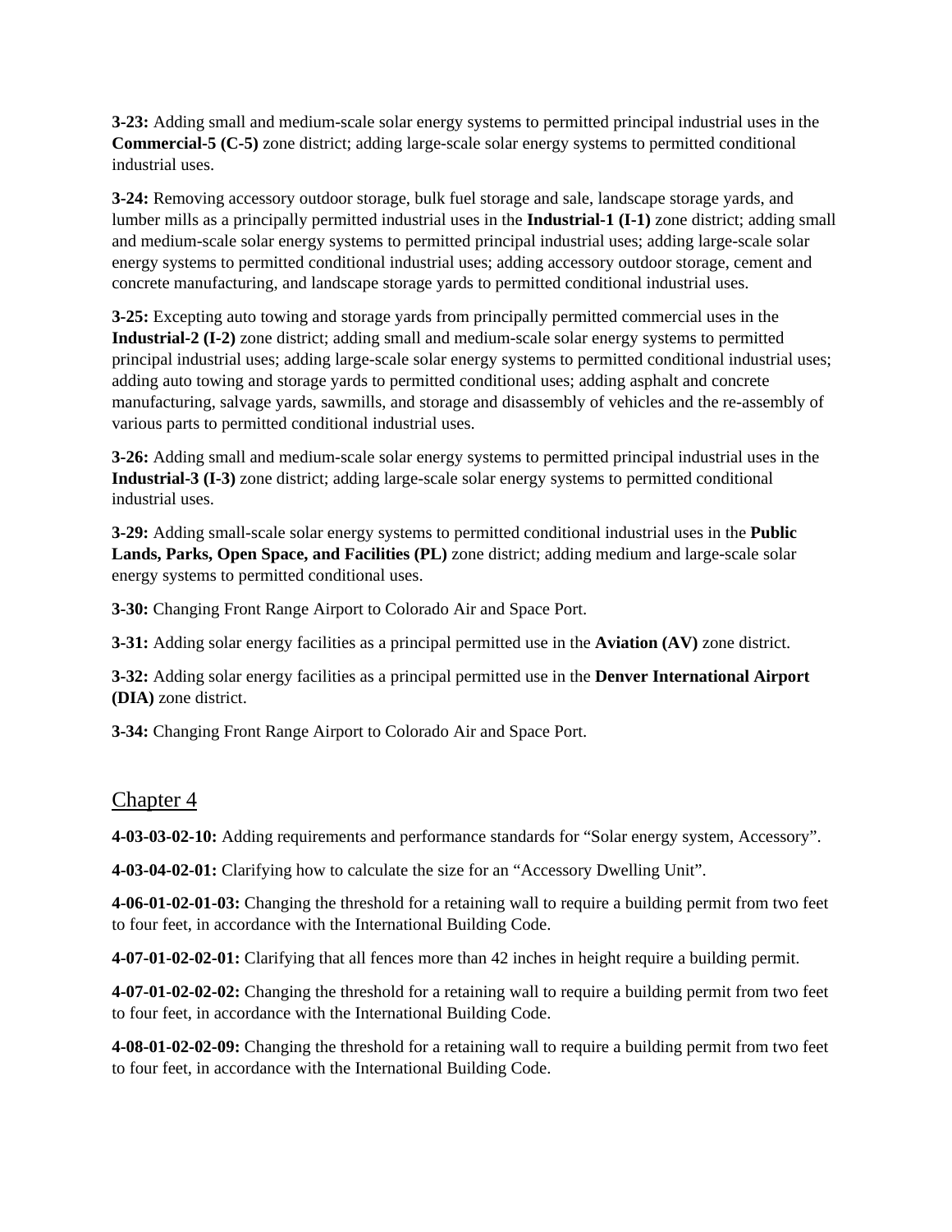**3-23:** Adding small and medium-scale solar energy systems to permitted principal industrial uses in the **Commercial-5 (C-5)** zone district; adding large-scale solar energy systems to permitted conditional industrial uses.

**3-24:** Removing accessory outdoor storage, bulk fuel storage and sale, landscape storage yards, and lumber mills as a principally permitted industrial uses in the **Industrial-1 (I-1)** zone district; adding small and medium-scale solar energy systems to permitted principal industrial uses; adding large-scale solar energy systems to permitted conditional industrial uses; adding accessory outdoor storage, cement and concrete manufacturing, and landscape storage yards to permitted conditional industrial uses.

**3-25:** Excepting auto towing and storage yards from principally permitted commercial uses in the **Industrial-2 (I-2)** zone district; adding small and medium-scale solar energy systems to permitted principal industrial uses; adding large-scale solar energy systems to permitted conditional industrial uses; adding auto towing and storage yards to permitted conditional uses; adding asphalt and concrete manufacturing, salvage yards, sawmills, and storage and disassembly of vehicles and the re-assembly of various parts to permitted conditional industrial uses.

**3-26:** Adding small and medium-scale solar energy systems to permitted principal industrial uses in the **Industrial-3 (I-3)** zone district; adding large-scale solar energy systems to permitted conditional industrial uses.

**3-29:** Adding small-scale solar energy systems to permitted conditional industrial uses in the **Public Lands, Parks, Open Space, and Facilities (PL)** zone district; adding medium and large-scale solar energy systems to permitted conditional uses.

**3-30:** Changing Front Range Airport to Colorado Air and Space Port.

**3-31:** Adding solar energy facilities as a principal permitted use in the **Aviation (AV)** zone district.

**3-32:** Adding solar energy facilities as a principal permitted use in the **Denver International Airport (DIA)** zone district.

**3-34:** Changing Front Range Airport to Colorado Air and Space Port.

## Chapter 4

**4-03-03-02-10:** Adding requirements and performance standards for “Solar energy system, Accessory”.

**4-03-04-02-01:** Clarifying how to calculate the size for an “Accessory Dwelling Unit”.

**4-06-01-02-01-03:** Changing the threshold for a retaining wall to require a building permit from two feet to four feet, in accordance with the International Building Code.

**4-07-01-02-02-01:** Clarifying that all fences more than 42 inches in height require a building permit.

**4-07-01-02-02-02:** Changing the threshold for a retaining wall to require a building permit from two feet to four feet, in accordance with the International Building Code.

**4-08-01-02-02-09:** Changing the threshold for a retaining wall to require a building permit from two feet to four feet, in accordance with the International Building Code.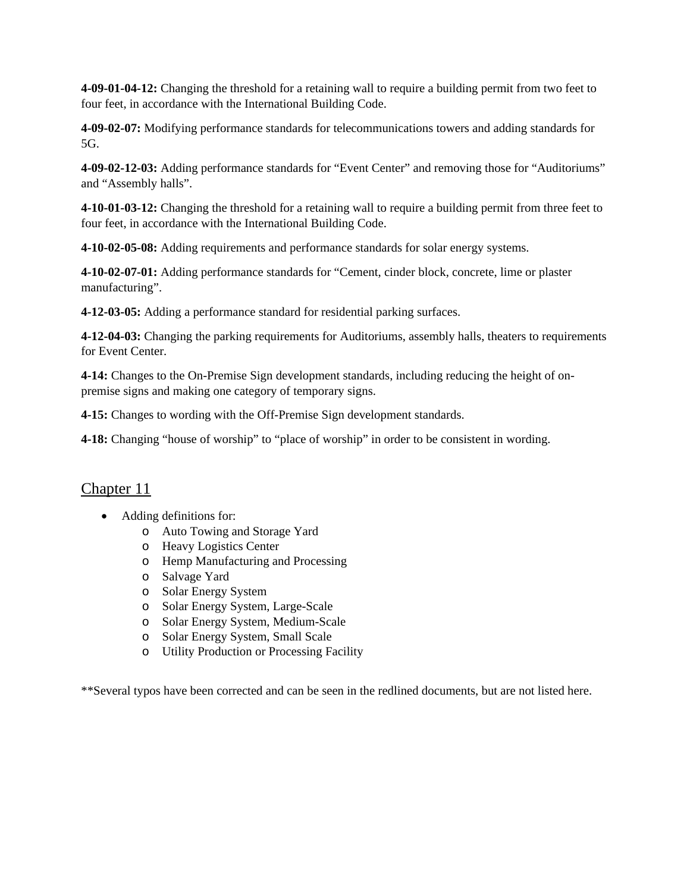**4-09-01-04-12:** Changing the threshold for a retaining wall to require a building permit from two feet to four feet, in accordance with the International Building Code.

**4-09-02-07:** Modifying performance standards for telecommunications towers and adding standards for 5G.

**4-09-02-12-03:** Adding performance standards for "Event Center" and removing those for "Auditoriums" and "Assembly halls".

**4-10-01-03-12:** Changing the threshold for a retaining wall to require a building permit from three feet to four feet, in accordance with the International Building Code.

**4-10-02-05-08:** Adding requirements and performance standards for solar energy systems.

**4-10-02-07-01:** Adding performance standards for "Cement, cinder block, concrete, lime or plaster manufacturing".

**4-12-03-05:** Adding a performance standard for residential parking surfaces.

**4-12-04-03:** Changing the parking requirements for Auditoriums, assembly halls, theaters to requirements for Event Center.

**4-14:** Changes to the On-Premise Sign development standards, including reducing the height of on-premise signs and making one category of temporary signs.

**4-15:** Changes to wording with the Off-Premise Sign development standards.

**4-18:** Changing "house of worship" to "place of worship" in order to be consistent in wording.

## Chapter 11

- Adding definitions for:
  - Auto Towing and Storage Yard
  - Heavy Logistics Center
  - Hemp Manufacturing and Processing
  - Salvage Yard
  - Solar Energy System
  - Solar Energy System, Large-Scale
  - Solar Energy System, Medium-Scale
  - Solar Energy System, Small Scale
  - Utility Production or Processing Facility

**Several typos have been corrected and can be seen in the redlined documents, but are not listed here.